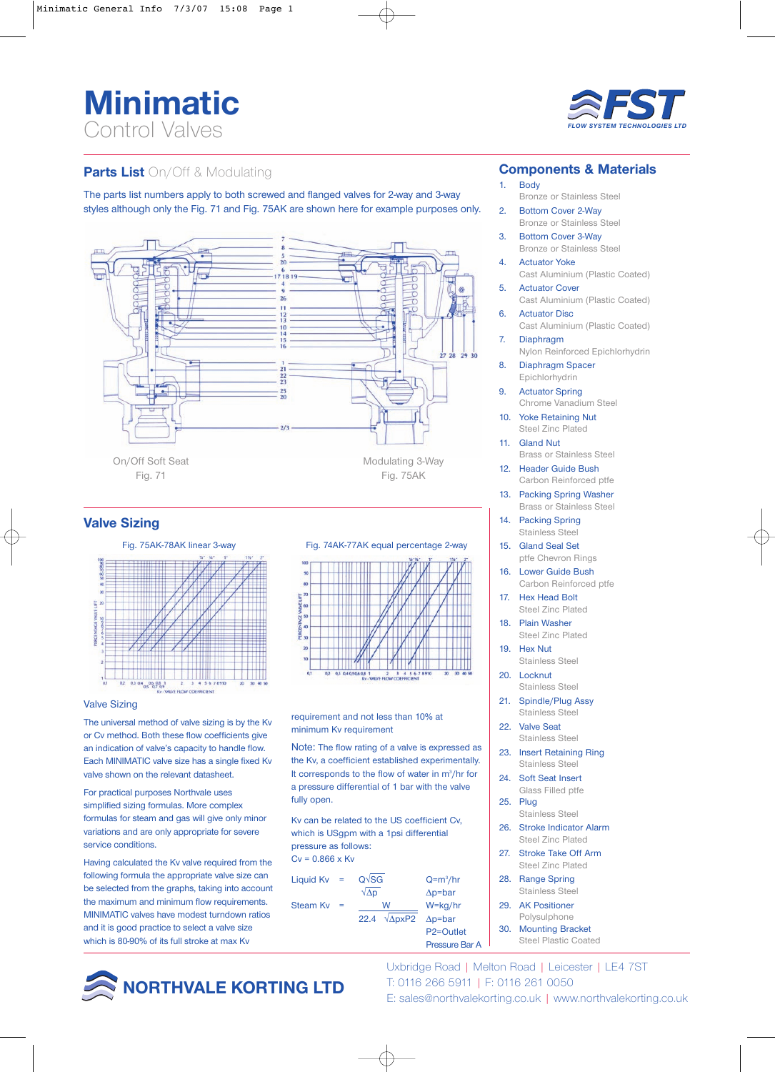# Minimatic
Control Valves

FLOW SYSTEM TECHNOLOGIES LTD

## Parts List On/Off & Modulating

The parts list numbers apply to both screwed and flanged valves for 2-way and 3-way styles although only the Fig. 71 and Fig. 75AK are shown here for example purposes only.

On/Off Soft Seat
Fig. 71

Modulating 3-Way
Fig. 75AK

## Valve Sizing

Fig. 75AK-78AK linear 3-way

Fig. 74AK-77AK equal percentage 2-way

### Valve Sizing

The universal method of valve sizing is by the Kv or Cv method. Both these flow coefficients give an indication of valve's capacity to handle flow. Each MINIMATIC valve size has a single fixed Kv valve shown on the relevant datasheet.

For practical purposes Northvale uses simplified sizing formulas. More complex formulas for steam and gas will give only minor variations and are only appropriate for severe service conditions.

Having calculated the Kv valve required from the following formula the appropriate valve size can be selected from the graphs, taking into account the maximum and minimum flow requirements. MINIMATIC valves have modest turndown ratios and it is good practice to select a valve size which is 80-90% of its full stroke at max Kv requirement and not less than 10% at minimum Kv requirement

Note: The flow rating of a valve is expressed as the Kv, a coefficient established experimentally. It corresponds to the flow of water in m³/hr for a pressure differential of 1 bar with the valve fully open.

Kv can be related to the US coefficient Cv, which is USgpm with a 1psi differential pressure as follows:
Cv = 0.866 x Kv

Liquid $Kv = \dfrac{Q\sqrt{SG}}{\sqrt{\Delta p}}$ &nbsp;&nbsp; Q=m³/hr, Δp=bar

Steam $Kv = \dfrac{W}{22.4\sqrt{\Delta p x P2}}$ &nbsp;&nbsp; W=kg/hr, Δp=bar, P2=Outlet Pressure Bar A

## Components & Materials

1. Body – Bronze or Stainless Steel
2. Bottom Cover 2-Way – Bronze or Stainless Steel
3. Bottom Cover 3-Way – Bronze or Stainless Steel
4. Actuator Yoke – Cast Aluminium (Plastic Coated)
5. Actuator Cover – Cast Aluminium (Plastic Coated)
6. Actuator Disc – Cast Aluminium (Plastic Coated)
7. Diaphragm – Nylon Reinforced Epichlorhydrin
8. Diaphragm Spacer – Epichlorhydrin
9. Actuator Spring – Chrome Vanadium Steel
10. Yoke Retaining Nut – Steel Zinc Plated
11. Gland Nut – Brass or Stainless Steel
12. Header Guide Bush – Carbon Reinforced ptfe
13. Packing Spring Washer – Brass or Stainless Steel
14. Packing Spring – Stainless Steel
15. Gland Seal Set – ptfe Chevron Rings
16. Lower Guide Bush – Carbon Reinforced ptfe
17. Hex Head Bolt – Steel Zinc Plated
18. Plain Washer – Steel Zinc Plated
19. Hex Nut – Stainless Steel
20. Locknut – Stainless Steel
21. Spindle/Plug Assy – Stainless Steel
22. Valve Seat – Stainless Steel
23. Insert Retaining Ring – Stainless Steel
24. Soft Seat Insert – Glass Filled ptfe
25. Plug – Stainless Steel
26. Stroke Indicator Alarm – Steel Zinc Plated
27. Stroke Take Off Arm – Steel Zinc Plated
28. Range Spring – Stainless Steel
29. AK Positioner – Polysulphone
30. Mounting Bracket – Steel Plastic Coated

**NORTHVALE KORTING LTD**

Uxbridge Road | Melton Road | Leicester | LE4 7ST
T: 0116 266 5911 | F: 0116 261 0050
E: sales@northvalekorting.co.uk | www.northvalekorting.co.uk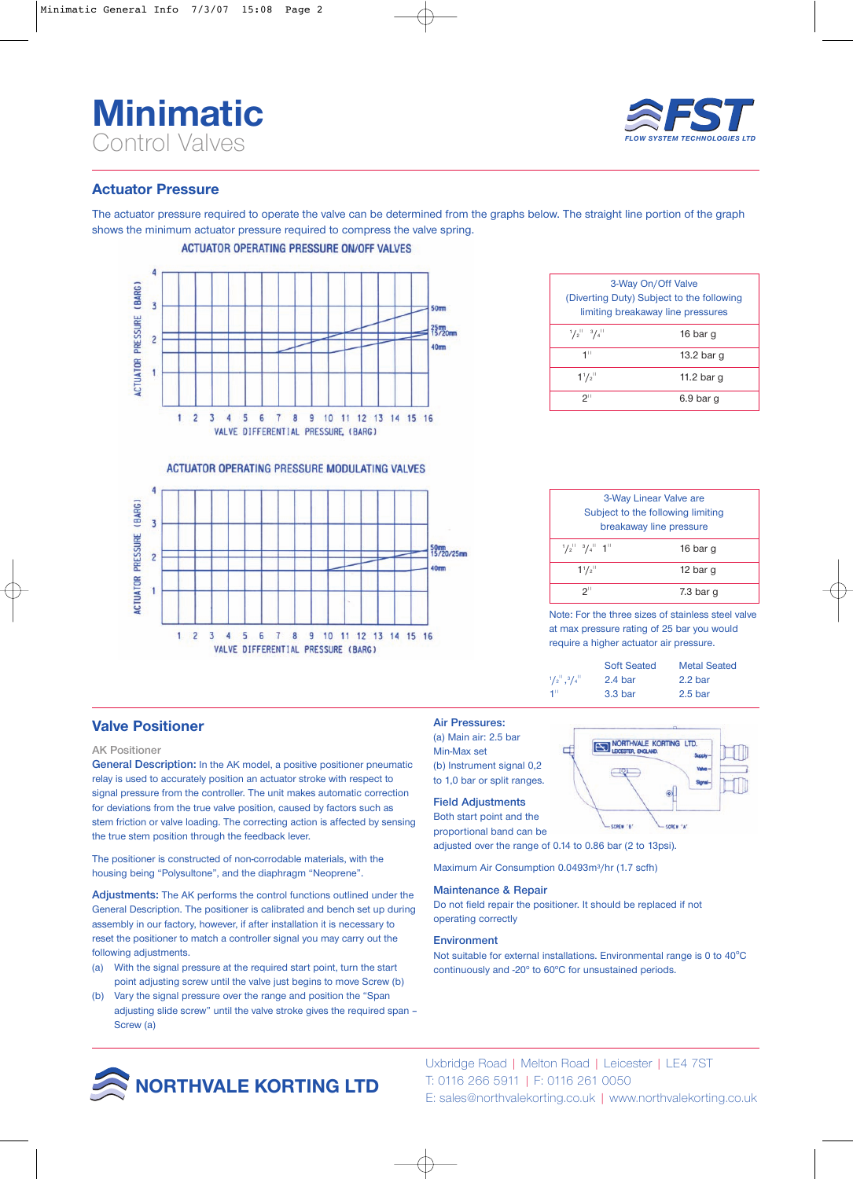# Minimatic

Control Valves

FST FLOW SYSTEM TECHNOLOGIES LTD

## Actuator Pressure

The actuator pressure required to operate the valve can be determined from the graphs below. The straight line portion of the graph shows the minimum actuator pressure required to compress the valve spring.

ACTUATOR OPERATING PRESSURE ON/OFF VALVES

ACTUATOR PRESSURE (BARG)

4
3
2
1

50mm
25mm
15/20mm
40mm

1 2 3 4 5 6 7 8 9 10 11 12 13 14 15 16

VALVE DIFFERENTIAL PRESSURE (BARG)

| 3-Way On/Off Valve (Diverting Duty) Subject to the following limiting breakaway line pressures | |
|---|---|
| ½" ¾" | 16 bar g |
| 1" | 13.2 bar g |
| 1½" | 11.2 bar g |
| 2" | 6.9 bar g |

ACTUATOR OPERATING PRESSURE MODULATING VALVES

ACTUATOR PRESSURE (BARG)

4
3
2
1

50mm
15/20/25mm
40mm

1 2 3 4 5 6 7 8 9 10 11 12 13 14 15 16

VALVE DIFFERENTIAL PRESSURE (BARG)

| 3-Way Linear Valve are Subject to the following limiting breakaway line pressure | |
|---|---|
| ½" ¾" 1" | 16 bar g |
| 1½" | 12 bar g |
| 2" | 7.3 bar g |

Note: For the three sizes of stainless steel valve at max pressure rating of 25 bar you would require a higher actuator air pressure.

| | Soft Seated | Metal Seated |
|---|---|---|
| ½",¾" | 2.4 bar | 2.2 bar |
| 1" | 3.3 bar | 2.5 bar |

## Valve Positioner

AK Positioner

**General Description:** In the AK model, a positive positioner pneumatic relay is used to accurately position an actuator stroke with respect to signal pressure from the controller. The unit makes automatic correction for deviations from the true valve position, caused by factors such as stem friction or valve loading. The correcting action is affected by sensing the true stem position through the feedback lever.

The positioner is constructed of non-corrodable materials, with the housing being "Polysultone", and the diaphragm "Neoprene".

**Adjustments:** The AK performs the control functions outlined under the General Description. The positioner is calibrated and bench set up during assembly in our factory, however, if after installation it is necessary to reset the positioner to match a controller signal you may carry out the following adjustments.

(a) With the signal pressure at the required start point, turn the start point adjusting screw until the valve just begins to move Screw (b)

(b) Vary the signal pressure over the range and position the "Span adjusting slide screw" until the valve stroke gives the required span – Screw (a)

### Air Pressures:

(a) Main air: 2.5 bar Min-Max set

(b) Instrument signal 0,2 to 1,0 bar or split ranges.

NORTHVALE KORTING LTD. LEICESTER, ENGLAND
Supply
Valve
Signal
SCREW 'B'
SCREW 'A'

### Field Adjustments

Both start point and the proportional band can be adjusted over the range of 0.14 to 0.86 bar (2 to 13psi).

Maximum Air Consumption 0.0493m³/hr (1.7 scfh)

### Maintenance & Repair

Do not field repair the positioner. It should be replaced if not operating correctly

### Environment

Not suitable for external installations. Environmental range is 0 to 40°C continuously and -20° to 60°C for unsustained periods.

**NORTHVALE KORTING LTD**

Uxbridge Road | Melton Road | Leicester | LE4 7ST
T: 0116 266 5911 | F: 0116 261 0050
E: sales@northvalekorting.co.uk | www.northvalekorting.co.uk